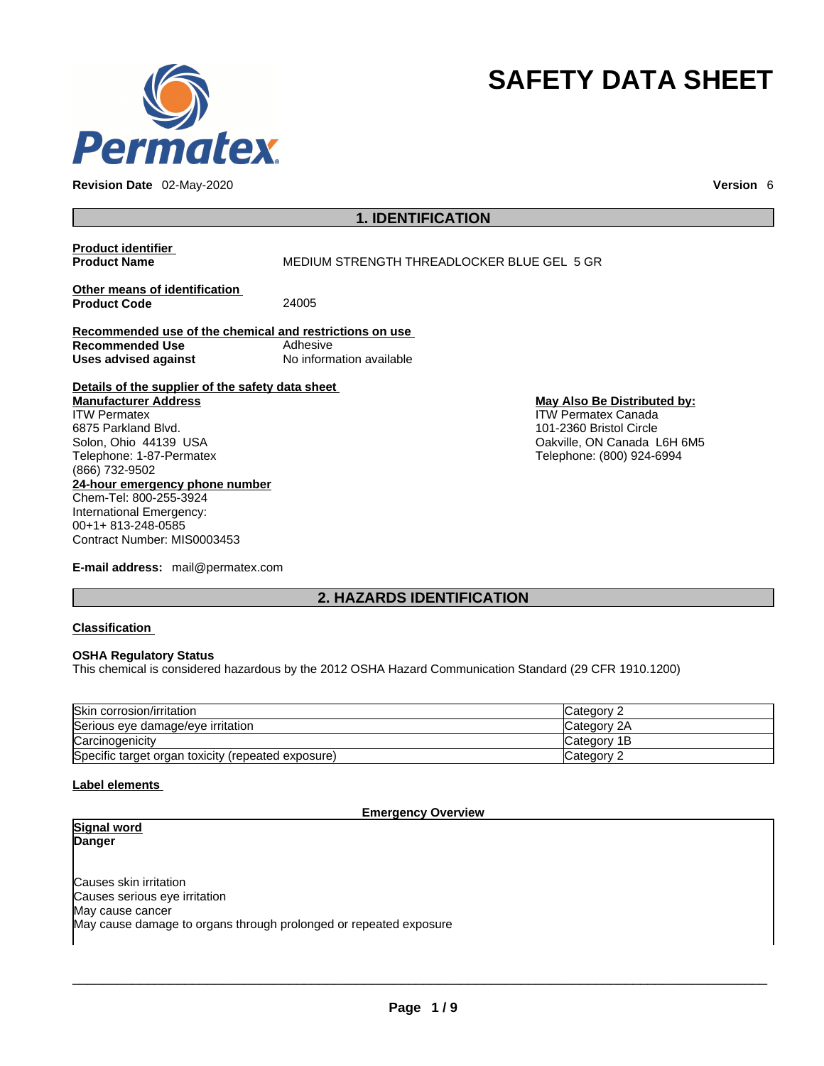# SAFETY DATA SHEET

**Revision Date** 02-May-2020 **Version** 6

## 1. IDENTIFICATION

**Product identifier**

**Product Name** MEDIUM STRENGTH THREADLOCKER BLUE GEL 5 GR

**Other means of identification**

**Product Code** 24005

**Recommended use of the chemical and restrictions on use**

**Recommended Use** Adhesive

**Uses advised against** No information available

**Details of the supplier of the safety data sheet**

**Manufacturer Address**
ITW Permatex
6875 Parkland Blvd.
Solon, Ohio 44139 USA
Telephone: 1-87-Permatex
(866) 732-9502

**May Also Be Distributed by:**
ITW Permatex Canada
101-2360 Bristol Circle
Oakville, ON Canada L6H 6M5
Telephone: (800) 924-6994

**24-hour emergency phone number**
Chem-Tel: 800-255-3924
International Emergency:
00+1+ 813-248-0585
Contract Number: MIS0003453

**E-mail address:** mail@permatex.com

## 2. HAZARDS IDENTIFICATION

**Classification**

**OSHA Regulatory Status**
This chemical is considered hazardous by the 2012 OSHA Hazard Communication Standard (29 CFR 1910.1200)

| Hazard | Category |
|---|---|
| Skin corrosion/irritation | Category 2 |
| Serious eye damage/eye irritation | Category 2A |
| Carcinogenicity | Category 1B |
| Specific target organ toxicity (repeated exposure) | Category 2 |

**Label elements**

**Emergency Overview**

**Signal word**
**Danger**

Causes skin irritation
Causes serious eye irritation
May cause cancer
May cause damage to organs through prolonged or repeated exposure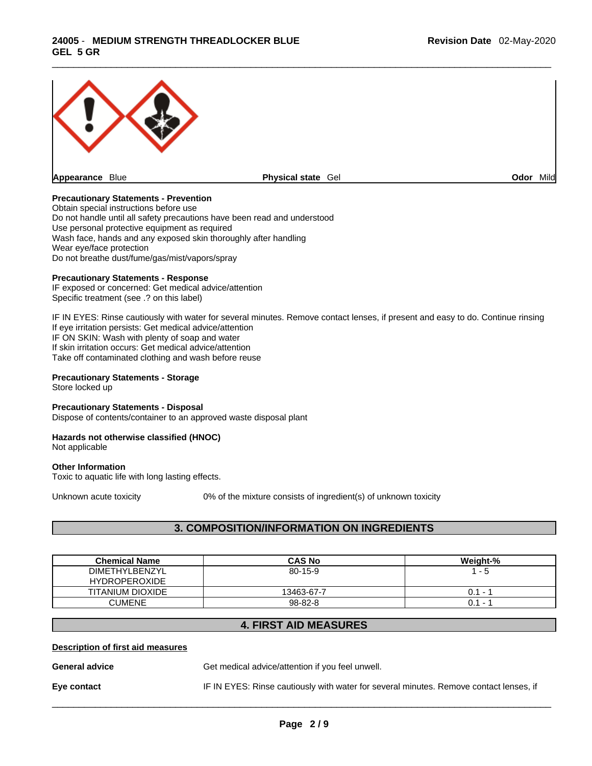| Appearance Blue | Physical state Gel | Odor Mild |
| --- | --- | --- |

**Precautionary Statements - Prevention**
Obtain special instructions before use
Do not handle until all safety precautions have been read and understood
Use personal protective equipment as required
Wash face, hands and any exposed skin thoroughly after handling
Wear eye/face protection
Do not breathe dust/fume/gas/mist/vapors/spray

**Precautionary Statements - Response**
IF exposed or concerned: Get medical advice/attention
Specific treatment (see .? on this label)

IF IN EYES: Rinse cautiously with water for several minutes. Remove contact lenses, if present and easy to do. Continue rinsing
If eye irritation persists: Get medical advice/attention
IF ON SKIN: Wash with plenty of soap and water
If skin irritation occurs: Get medical advice/attention
Take off contaminated clothing and wash before reuse

**Precautionary Statements - Storage**
Store locked up

**Precautionary Statements - Disposal**
Dispose of contents/container to an approved waste disposal plant

**Hazards not otherwise classified (HNOC)**
Not applicable

**Other Information**
Toxic to aquatic life with long lasting effects.

Unknown acute toxicity 0% of the mixture consists of ingredient(s) of unknown toxicity

## 3. COMPOSITION/INFORMATION ON INGREDIENTS

| Chemical Name | CAS No | Weight-% |
| --- | --- | --- |
| DIMETHYLBENZYL HYDROPEROXIDE | 80-15-9 | 1 - 5 |
| TITANIUM DIOXIDE | 13463-67-7 | 0.1 - 1 |
| CUMENE | 98-82-8 | 0.1 - 1 |

## 4. FIRST AID MEASURES

**Description of first aid measures**

**General advice** Get medical advice/attention if you feel unwell.

**Eye contact** IF IN EYES: Rinse cautiously with water for several minutes. Remove contact lenses, if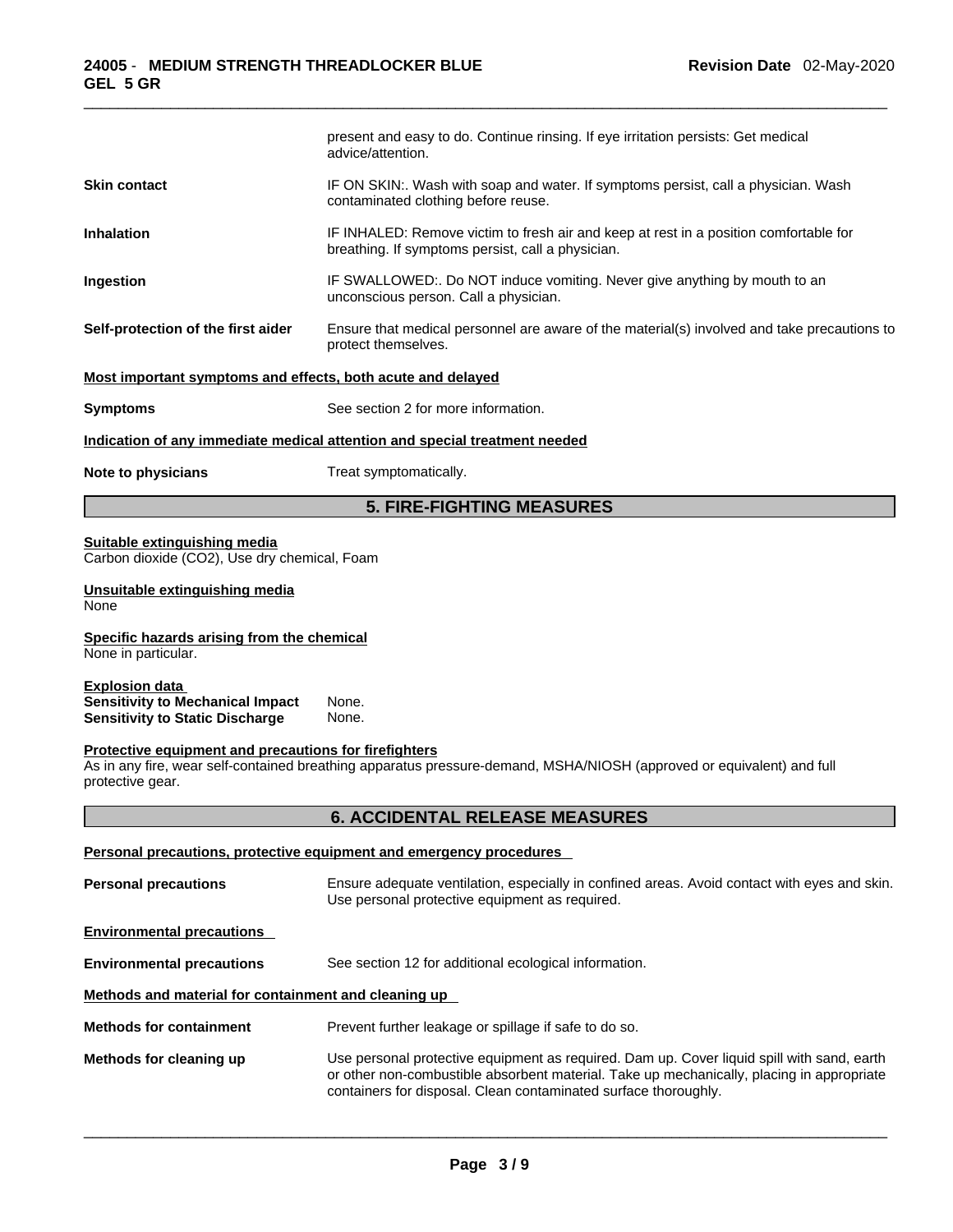present and easy to do. Continue rinsing. If eye irritation persists: Get medical advice/attention.

**Skin contact** IF ON SKIN:. Wash with soap and water. If symptoms persist, call a physician. Wash contaminated clothing before reuse.

**Inhalation** IF INHALED: Remove victim to fresh air and keep at rest in a position comfortable for breathing. If symptoms persist, call a physician.

**Ingestion** IF SWALLOWED:. Do NOT induce vomiting. Never give anything by mouth to an unconscious person. Call a physician.

**Self-protection of the first aider** Ensure that medical personnel are aware of the material(s) involved and take precautions to protect themselves.

**Most important symptoms and effects, both acute and delayed**

**Symptoms** See section 2 for more information.

**Indication of any immediate medical attention and special treatment needed**

**Note to physicians** Treat symptomatically.

## 5. FIRE-FIGHTING MEASURES

**Suitable extinguishing media**
Carbon dioxide ($CO_2$), Use dry chemical, Foam

**Unsuitable extinguishing media**
None

**Specific hazards arising from the chemical**
None in particular.

**Explosion data**
**Sensitivity to Mechanical Impact** None.
**Sensitivity to Static Discharge** None.

**Protective equipment and precautions for firefighters**
As in any fire, wear self-contained breathing apparatus pressure-demand, MSHA/NIOSH (approved or equivalent) and full protective gear.

## 6. ACCIDENTAL RELEASE MEASURES

**Personal precautions, protective equipment and emergency procedures**

**Personal precautions** Ensure adequate ventilation, especially in confined areas. Avoid contact with eyes and skin. Use personal protective equipment as required.

**Environmental precautions**

**Environmental precautions** See section 12 for additional ecological information.

**Methods and material for containment and cleaning up**

**Methods for containment** Prevent further leakage or spillage if safe to do so.

**Methods for cleaning up** Use personal protective equipment as required. Dam up. Cover liquid spill with sand, earth or other non-combustible absorbent material. Take up mechanically, placing in appropriate containers for disposal. Clean contaminated surface thoroughly.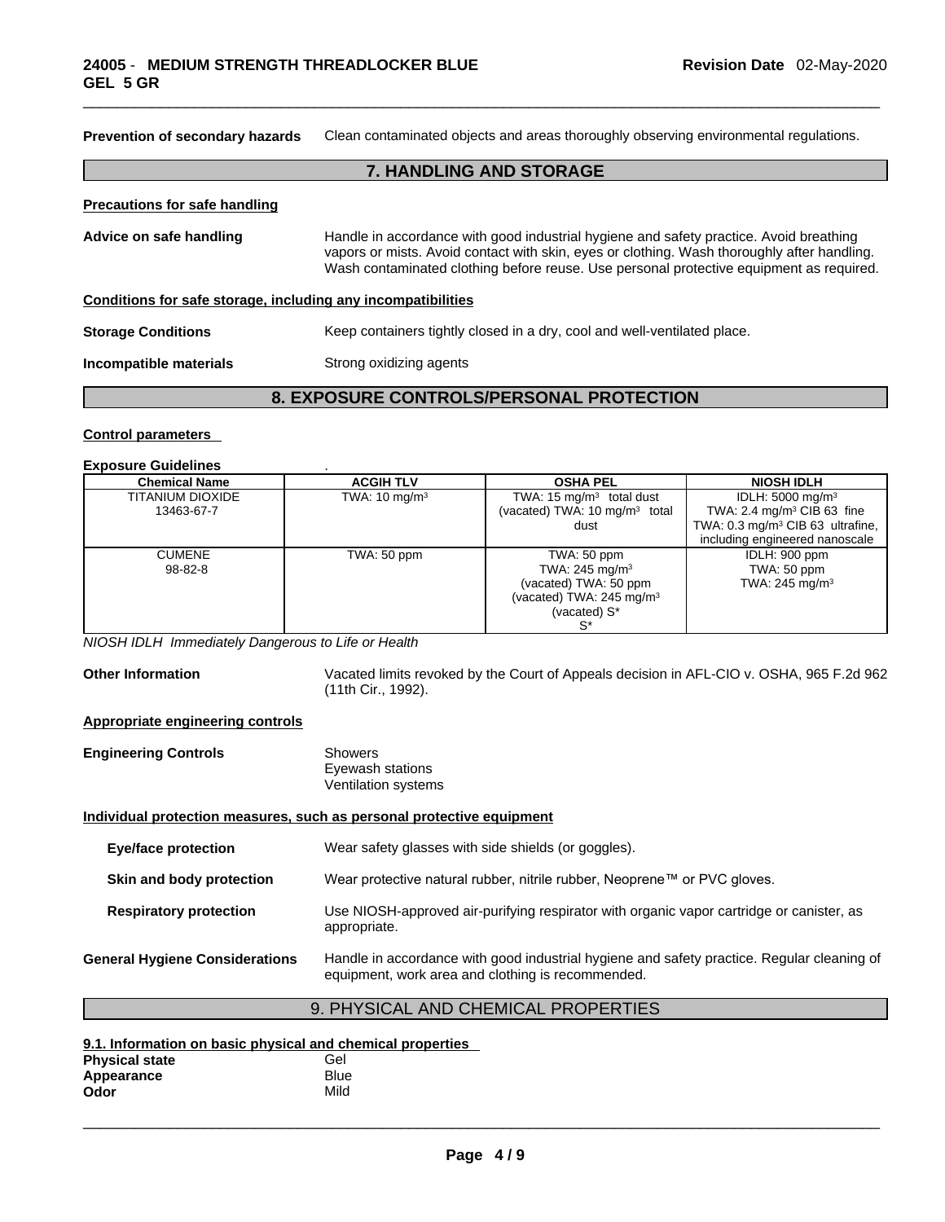**Prevention of secondary hazards** Clean contaminated objects and areas thoroughly observing environmental regulations.

## 7. HANDLING AND STORAGE

**Precautions for safe handling**

**Advice on safe handling** Handle in accordance with good industrial hygiene and safety practice. Avoid breathing vapors or mists. Avoid contact with skin, eyes or clothing. Wash thoroughly after handling. Wash contaminated clothing before reuse. Use personal protective equipment as required.

**Conditions for safe storage, including any incompatibilities**

**Storage Conditions** Keep containers tightly closed in a dry, cool and well-ventilated place.

**Incompatible materials** Strong oxidizing agents

## 8. EXPOSURE CONTROLS/PERSONAL PROTECTION

**Control parameters**

**Exposure Guidelines** .

| Chemical Name | ACGIH TLV | OSHA PEL | NIOSH IDLH |
|---|---|---|---|
| TITANIUM DIOXIDE<br>13463-67-7 | TWA: 10 mg/m³ | TWA: 15 mg/m³ total dust<br>(vacated) TWA: 10 mg/m³ total dust | IDLH: 5000 mg/m³<br>TWA: 2.4 mg/m³ CIB 63 fine<br>TWA: 0.3 mg/m³ CIB 63 ultrafine, including engineered nanoscale |
| CUMENE<br>98-82-8 | TWA: 50 ppm | TWA: 50 ppm<br>TWA: 245 mg/m³<br>(vacated) TWA: 50 ppm<br>(vacated) TWA: 245 mg/m³<br>(vacated) S*<br>S* | IDLH: 900 ppm<br>TWA: 50 ppm<br>TWA: 245 mg/m³ |

*NIOSH IDLH Immediately Dangerous to Life or Health*

**Other Information** Vacated limits revoked by the Court of Appeals decision in AFL-CIO v. OSHA, 965 F.2d 962 (11th Cir., 1992).

**Appropriate engineering controls**

**Engineering Controls** Showers
Eyewash stations
Ventilation systems

**Individual protection measures, such as personal protective equipment**

**Eye/face protection** Wear safety glasses with side shields (or goggles).

**Skin and body protection** Wear protective natural rubber, nitrile rubber, Neoprene™ or PVC gloves.

**Respiratory protection** Use NIOSH-approved air-purifying respirator with organic vapor cartridge or canister, as appropriate.

**General Hygiene Considerations** Handle in accordance with good industrial hygiene and safety practice. Regular cleaning of equipment, work area and clothing is recommended.

## 9. PHYSICAL AND CHEMICAL PROPERTIES

**9.1. Information on basic physical and chemical properties**

**Physical state** Gel
**Appearance** Blue
**Odor** Mild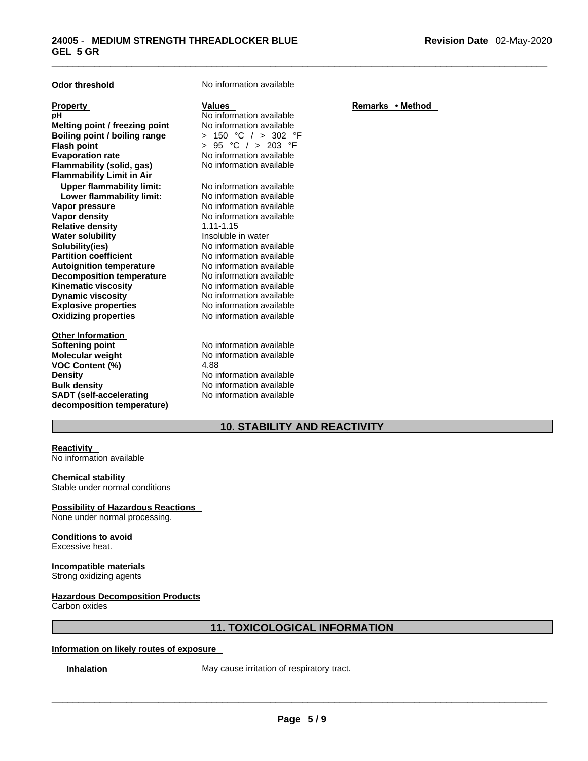**Odor threshold** No information available

| Property | Values | Remarks • Method |
|---|---|---|
| pH | No information available | |
| Melting point / freezing point | No information available | |
| Boiling point / boiling range | > 150 °C / > 302 °F | |
| Flash point | > 95 °C / > 203 °F | |
| Evaporation rate | No information available | |
| Flammability (solid, gas) | No information available | |
| Flammability Limit in Air | | |
| Upper flammability limit: | No information available | |
| Lower flammability limit: | No information available | |
| Vapor pressure | No information available | |
| Vapor density | No information available | |
| Relative density | 1.11-1.15 | |
| Water solubility | Insoluble in water | |
| Solubility(ies) | No information available | |
| Partition coefficient | No information available | |
| Autoignition temperature | No information available | |
| Decomposition temperature | No information available | |
| Kinematic viscosity | No information available | |
| Dynamic viscosity | No information available | |
| Explosive properties | No information available | |
| Oxidizing properties | No information available | |

**Other Information**

| | |
|---|---|
| Softening point | No information available |
| Molecular weight | No information available |
| VOC Content (%) | 4.88 |
| Density | No information available |
| Bulk density | No information available |
| SADT (self-accelerating decomposition temperature) | No information available |

## 10. STABILITY AND REACTIVITY

**Reactivity**
No information available

**Chemical stability**
Stable under normal conditions

**Possibility of Hazardous Reactions**
None under normal processing.

**Conditions to avoid**
Excessive heat.

**Incompatible materials**
Strong oxidizing agents

**Hazardous Decomposition Products**
Carbon oxides

## 11. TOXICOLOGICAL INFORMATION

**Information on likely routes of exposure**

**Inhalation** May cause irritation of respiratory tract.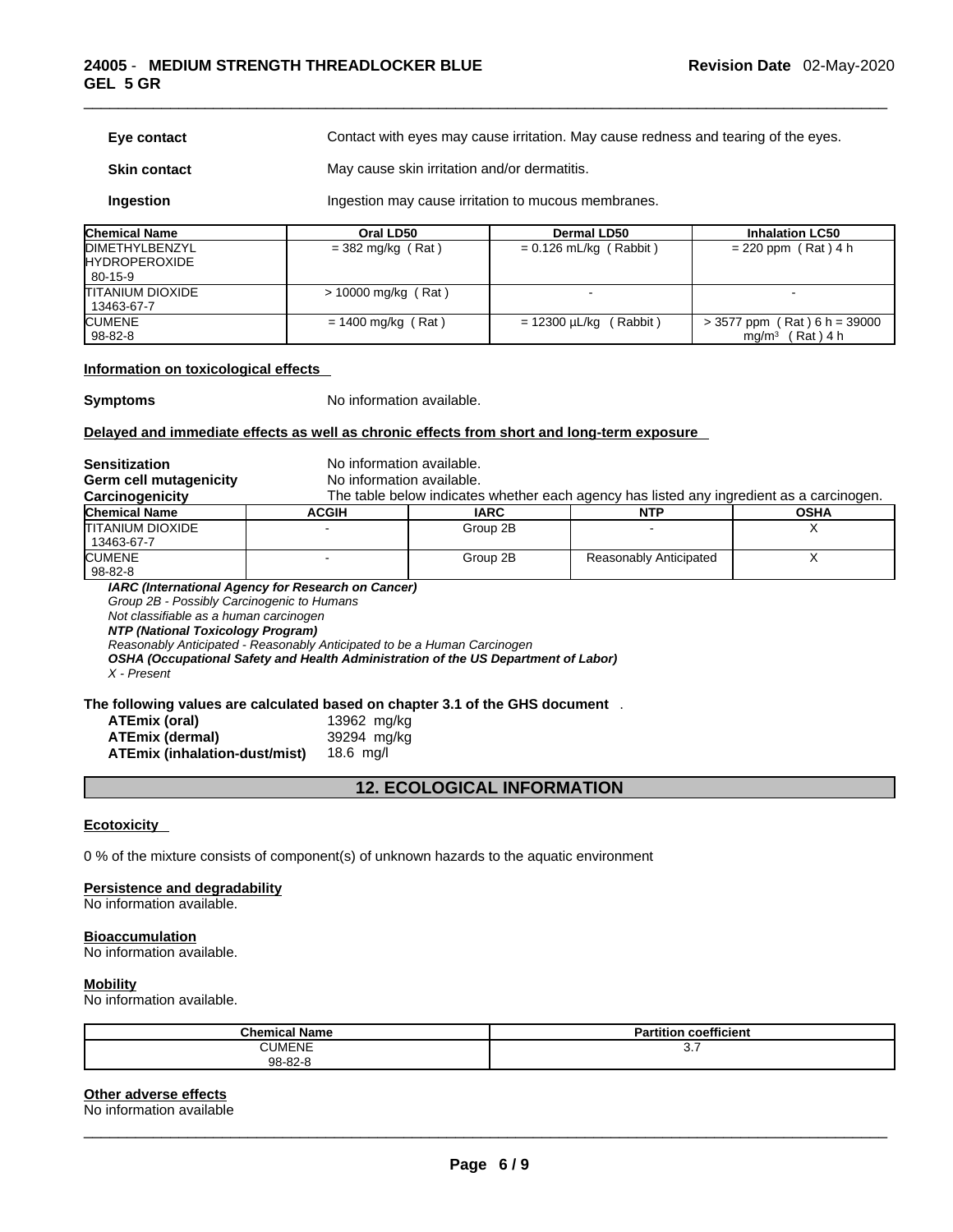**Eye contact** Contact with eyes may cause irritation. May cause redness and tearing of the eyes.

**Skin contact** May cause skin irritation and/or dermatitis.

**Ingestion** Ingestion may cause irritation to mucous membranes.

| Chemical Name | Oral LD50 | Dermal LD50 | Inhalation LC50 |
|---|---|---|---|
| DIMETHYLBENZYL HYDROPEROXIDE 80-15-9 | = 382 mg/kg ( Rat ) | = 0.126 mL/kg ( Rabbit ) | = 220 ppm ( Rat ) 4 h |
| TITANIUM DIOXIDE 13463-67-7 | > 10000 mg/kg ( Rat ) | - | - |
| CUMENE 98-82-8 | = 1400 mg/kg ( Rat ) | = 12300 µL/kg ( Rabbit ) | > 3577 ppm ( Rat ) 6 h = 39000 mg/m³ ( Rat ) 4 h |

**Information on toxicological effects**

**Symptoms** No information available.

**Delayed and immediate effects as well as chronic effects from short and long-term exposure**

**Sensitization** No information available.
**Germ cell mutagenicity** No information available.
**Carcinogenicity** The table below indicates whether each agency has listed any ingredient as a carcinogen.

| Chemical Name | ACGIH | IARC | NTP | OSHA |
|---|---|---|---|---|
| TITANIUM DIOXIDE 13463-67-7 | - | Group 2B | - | X |
| CUMENE 98-82-8 | - | Group 2B | Reasonably Anticipated | X |

***IARC (International Agency for Research on Cancer)***
*Group 2B - Possibly Carcinogenic to Humans*
*Not classifiable as a human carcinogen*
***NTP (National Toxicology Program)***
*Reasonably Anticipated - Reasonably Anticipated to be a Human Carcinogen*
***OSHA (Occupational Safety and Health Administration of the US Department of Labor)***
*X - Present*

**The following values are calculated based on chapter 3.1 of the GHS document** .

| | |
|---|---|
| **ATEmix (oral)** | 13962 mg/kg |
| **ATEmix (dermal)** | 39294 mg/kg |
| **ATEmix (inhalation-dust/mist)** | 18.6 mg/l |

## 12. ECOLOGICAL INFORMATION

**Ecotoxicity**

0 % of the mixture consists of component(s) of unknown hazards to the aquatic environment

**Persistence and degradability**
No information available.

**Bioaccumulation**
No information available.

**Mobility**
No information available.

| Chemical Name | Partition coefficient |
|---|---|
| CUMENE 98-82-8 | 3.7 |

**Other adverse effects**
No information available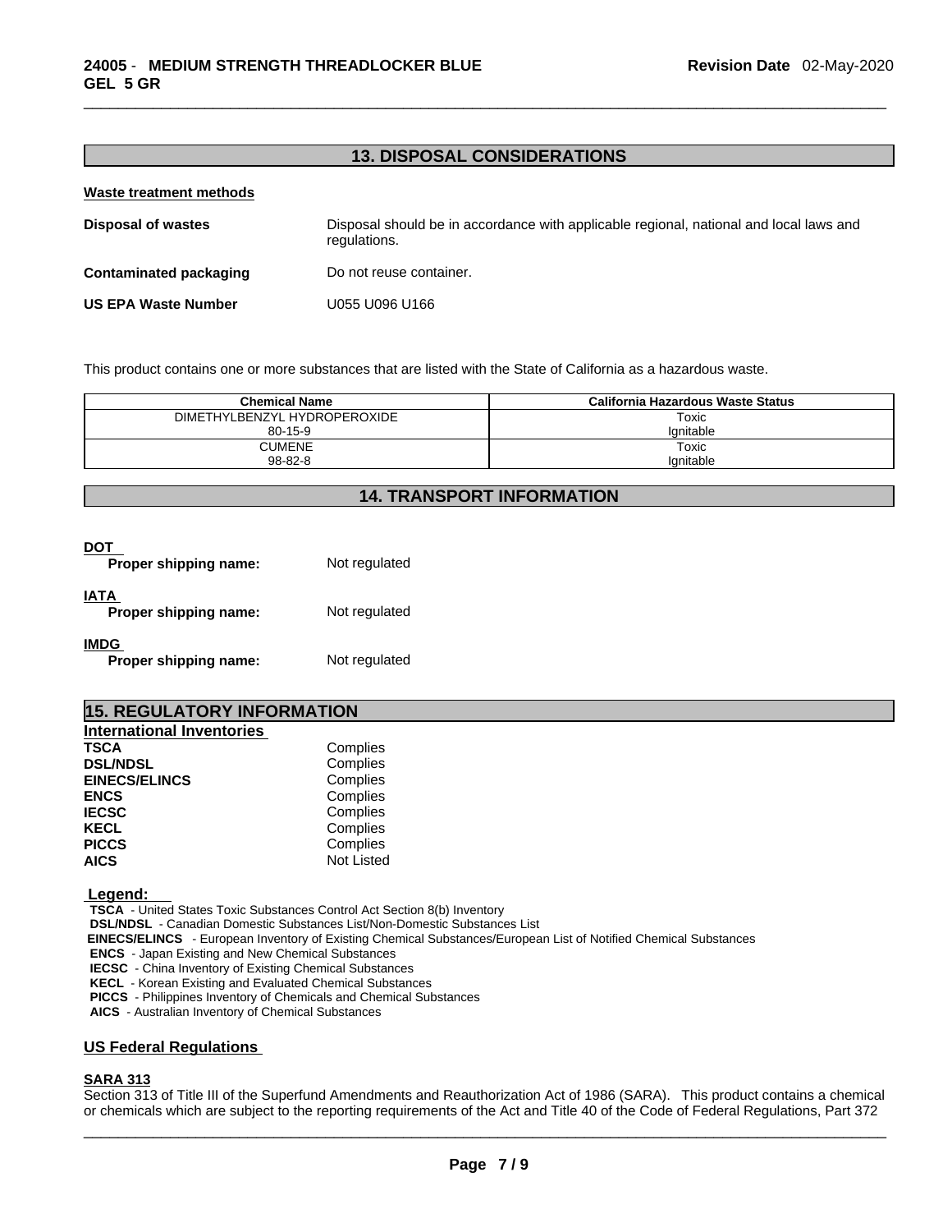## 13. DISPOSAL CONSIDERATIONS

**Waste treatment methods**

| | |
|---|---|
| **Disposal of wastes** | Disposal should be in accordance with applicable regional, national and local laws and regulations. |
| **Contaminated packaging** | Do not reuse container. |
| **US EPA Waste Number** | U055 U096 U166 |

This product contains one or more substances that are listed with the State of California as a hazardous waste.

| Chemical Name | California Hazardous Waste Status |
|---|---|
| DIMETHYLBENZYL HYDROPEROXIDE<br>80-15-9 | Toxic<br>Ignitable |
| CUMENE<br>98-82-8 | Toxic<br>Ignitable |

## 14. TRANSPORT INFORMATION

**DOT**
**Proper shipping name:** Not regulated

**IATA**
**Proper shipping name:** Not regulated

**IMDG**
**Proper shipping name:** Not regulated

## 15. REGULATORY INFORMATION

**International Inventories**

| | |
|---|---|
| **TSCA** | Complies |
| **DSL/NDSL** | Complies |
| **EINECS/ELINCS** | Complies |
| **ENCS** | Complies |
| **IECSC** | Complies |
| **KECL** | Complies |
| **PICCS** | Complies |
| **AICS** | Not Listed |

**Legend:**
**TSCA** - United States Toxic Substances Control Act Section 8(b) Inventory
**DSL/NDSL** - Canadian Domestic Substances List/Non-Domestic Substances List
**EINECS/ELINCS** - European Inventory of Existing Chemical Substances/European List of Notified Chemical Substances
**ENCS** - Japan Existing and New Chemical Substances
**IECSC** - China Inventory of Existing Chemical Substances
**KECL** - Korean Existing and Evaluated Chemical Substances
**PICCS** - Philippines Inventory of Chemicals and Chemical Substances
**AICS** - Australian Inventory of Chemical Substances

### US Federal Regulations

**SARA 313**
Section 313 of Title III of the Superfund Amendments and Reauthorization Act of 1986 (SARA). This product contains a chemical or chemicals which are subject to the reporting requirements of the Act and Title 40 of the Code of Federal Regulations, Part 372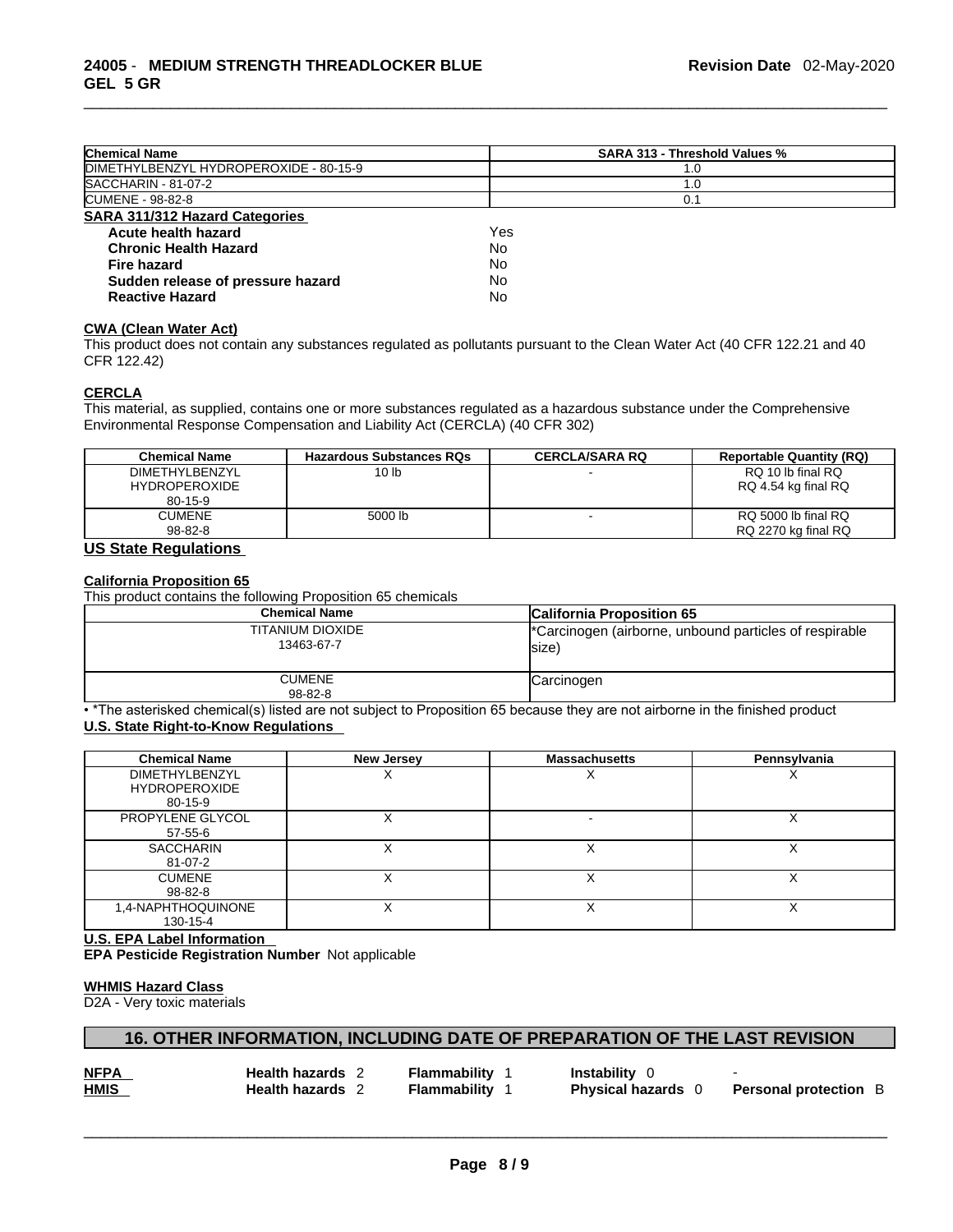| Chemical Name | SARA 313 - Threshold Values % |
|---|---|
| DIMETHYLBENZYL HYDROPEROXIDE - 80-15-9 | 1.0 |
| SACCHARIN - 81-07-2 | 1.0 |
| CUMENE - 98-82-8 | 0.1 |

**SARA 311/312 Hazard Categories**

| | |
|---|---|
| **Acute health hazard** | Yes |
| **Chronic Health Hazard** | No |
| **Fire hazard** | No |
| **Sudden release of pressure hazard** | No |
| **Reactive Hazard** | No |

**CWA (Clean Water Act)**

This product does not contain any substances regulated as pollutants pursuant to the Clean Water Act (40 CFR 122.21 and 40 CFR 122.42)

**CERCLA**

This material, as supplied, contains one or more substances regulated as a hazardous substance under the Comprehensive Environmental Response Compensation and Liability Act (CERCLA) (40 CFR 302)

| Chemical Name | Hazardous Substances RQs | CERCLA/SARA RQ | Reportable Quantity (RQ) |
|---|---|---|---|
| DIMETHYLBENZYL HYDROPEROXIDE 80-15-9 | 10 lb | - | RQ 10 lb final RQ RQ 4.54 kg final RQ |
| CUMENE 98-82-8 | 5000 lb | - | RQ 5000 lb final RQ RQ 2270 kg final RQ |

## US State Regulations

**California Proposition 65**

This product contains the following Proposition 65 chemicals

| Chemical Name | California Proposition 65 |
|---|---|
| TITANIUM DIOXIDE 13463-67-7 | *Carcinogen (airborne, unbound particles of respirable size) |
| CUMENE 98-82-8 | Carcinogen |

• *The asterisked chemical(s) listed are not subject to Proposition 65 because they are not airborne in the finished product

**U.S. State Right-to-Know Regulations**

| Chemical Name | New Jersey | Massachusetts | Pennsylvania |
|---|---|---|---|
| DIMETHYLBENZYL HYDROPEROXIDE 80-15-9 | X | X | X |
| PROPYLENE GLYCOL 57-55-6 | X | - | X |
| SACCHARIN 81-07-2 | X | X | X |
| CUMENE 98-82-8 | X | X | X |
| 1,4-NAPHTHOQUINONE 130-15-4 | X | X | X |

**U.S. EPA Label Information**

**EPA Pesticide Registration Number** Not applicable

**WHMIS Hazard Class**

D2A - Very toxic materials

## 16. OTHER INFORMATION, INCLUDING DATE OF PREPARATION OF THE LAST REVISION

| | | | | |
|---|---|---|---|---|
| **NFPA** | **Health hazards** 2 | **Flammability** 1 | **Instability** 0 | - |
| **HMIS** | **Health hazards** 2 | **Flammability** 1 | **Physical hazards** 0 | **Personal protection** B |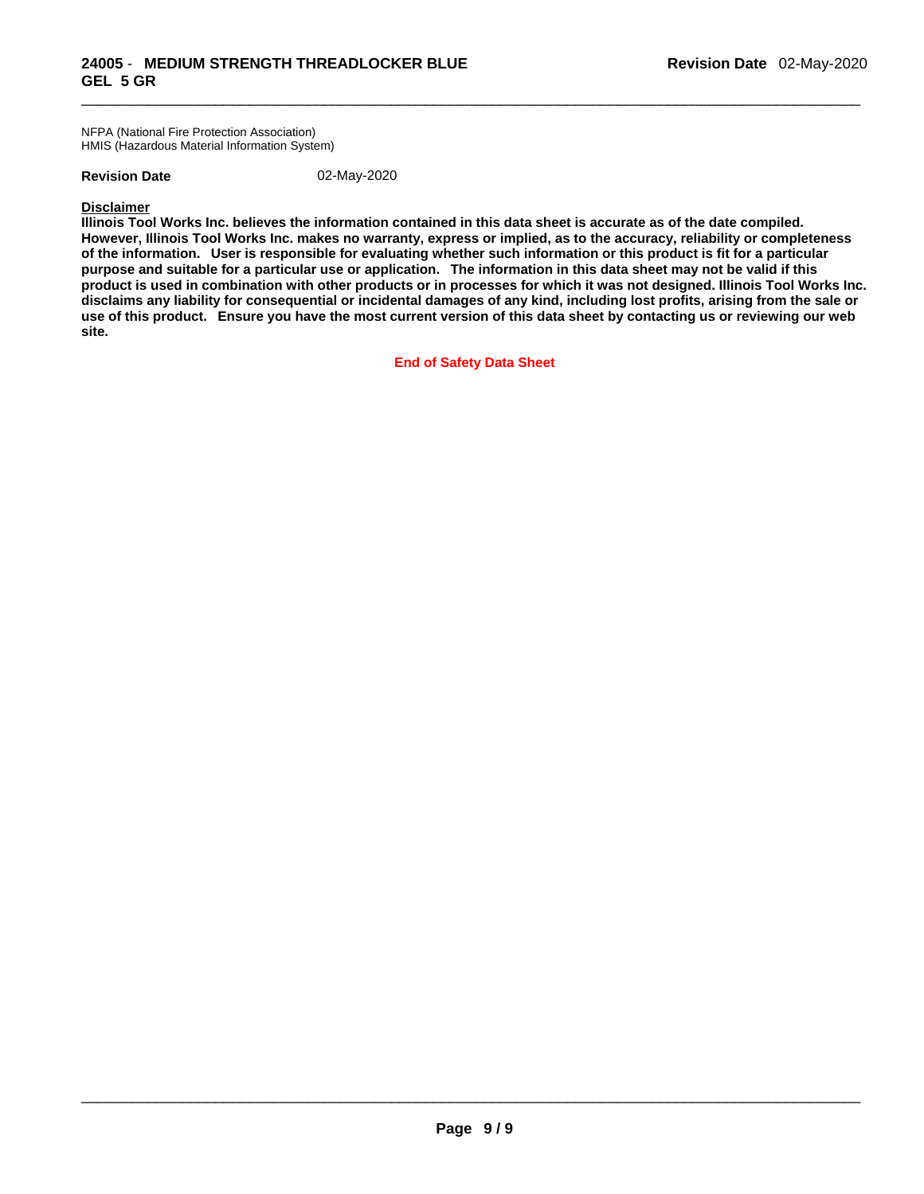NFPA (National Fire Protection Association)
HMIS (Hazardous Material Information System)

**Revision Date** 02-May-2020

**Disclaimer**

**Illinois Tool Works Inc. believes the information contained in this data sheet is accurate as of the date compiled. However, Illinois Tool Works Inc. makes no warranty, express or implied, as to the accuracy, reliability or completeness of the information. User is responsible for evaluating whether such information or this product is fit for a particular purpose and suitable for a particular use or application. The information in this data sheet may not be valid if this product is used in combination with other products or in processes for which it was not designed. Illinois Tool Works Inc. disclaims any liability for consequential or incidental damages of any kind, including lost profits, arising from the sale or use of this product. Ensure you have the most current version of this data sheet by contacting us or reviewing our web site.**

**End of Safety Data Sheet**